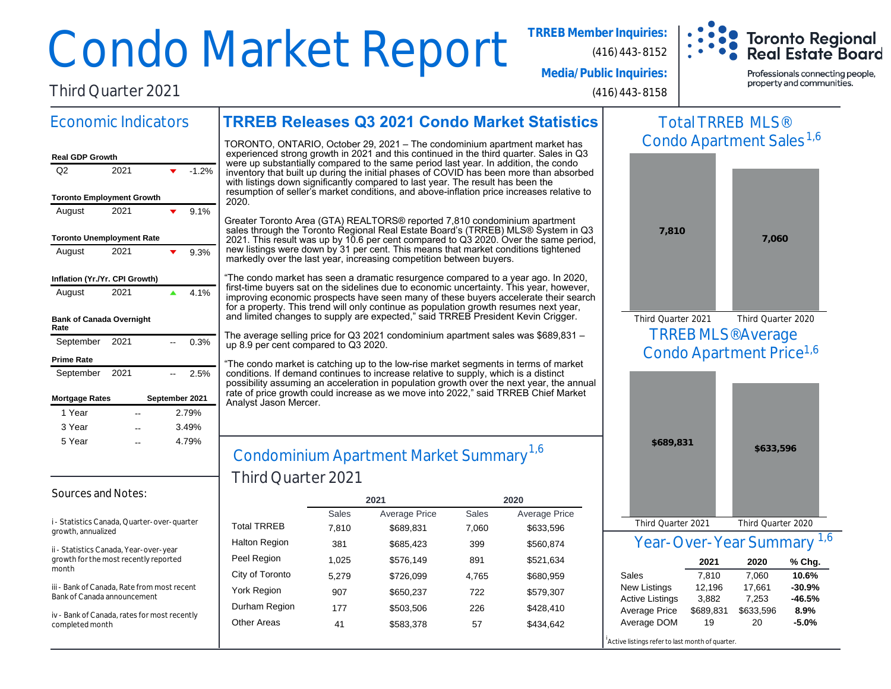# Condo Market Report

Third Quarter 2021

**TRREB Member Inquiries:** (416) 443-8152

**Media/Public Inquiries:** (416) 443-8158

Toronto Regional Real Estate Board

Professionals connecting people, property and communities.

## Economic Indicators

| Real GDP Growth | | | |
|---|---|---|---|
| Q2 | 2021 | ▼ | -1.2% |

| Toronto Employment Growth | | | |
|---|---|---|---|
| August | 2021 | ▼ | 9.1% |

| Toronto Unemployment Rate | | | |
|---|---|---|---|
| August | 2021 | ▼ | 9.3% |

| Inflation (Yr./Yr. CPI Growth) | | | |
|---|---|---|---|
| August | 2021 | ▲ | 4.1% |

| Bank of Canada Overnight Rate | | | |
|---|---|---|---|
| September | 2021 | -- | 0.3% |

| Prime Rate | | | |
|---|---|---|---|
| September | 2021 | -- | 2.5% |

| Mortgage Rates | | September 2021 |
|---|---|---|
| 1 Year | -- | 2.79% |
| 3 Year | -- | 3.49% |
| 5 Year | -- | 4.79% |

### Sources and Notes:

i - Statistics Canada, Quarter-over-quarter growth, annualized

ii - Statistics Canada, Year-over-year growth for the most recently reported month

iii - Bank of Canada, Rate from most recent Bank of Canada announcement

iv - Bank of Canada, rates for most recently completed month

## TRREB Releases Q3 2021 Condo Market Statistics

TORONTO, ONTARIO, October 29, 2021 – The condominium apartment market has experienced strong growth in 2021 and this continued in the third quarter. Sales in Q3 were up substantially compared to the same period last year. In addition, the condo inventory that built up during the initial phases of COVID has been more than absorbed with listings down significantly compared to last year. The result has been the resumption of seller's market conditions, and above-inflation price increases relative to 2020.

Greater Toronto Area (GTA) REALTORS® reported 7,810 condominium apartment sales through the Toronto Regional Real Estate Board's (TRREB) MLS® System in Q3 2021. This result was up by 10.6 per cent compared to Q3 2020. Over the same period, new listings were down by 31 per cent. This means that market conditions tightened markedly over the last year, increasing competition between buyers.

"The condo market has seen a dramatic resurgence compared to a year ago. In 2020, first-time buyers sat on the sidelines due to economic uncertainty. This year, however, improving economic prospects have seen many of these buyers accelerate their search for a property. This trend will only continue as population growth resumes next year, and limited changes to supply are expected," said TRREB President Kevin Crigger.

The average selling price for Q3 2021 condominium apartment sales was $689,831 – up 8.9 per cent compared to Q3 2020.

"The condo market is catching up to the low-rise market segments in terms of market conditions. If demand continues to increase relative to supply, which is a distinct possibility assuming an acceleration in population growth over the next year, the annual rate of price growth could increase as we move into 2022," said TRREB Chief Market Analyst Jason Mercer.

## Condominium Apartment Market Summary[1,6]

### Third Quarter 2021

| | 2021 | | 2020 | |
|---|---|---|---|---|
| | Sales | Average Price | Sales | Average Price |
| Total TRREB | 7,810 | $689,831 | 7,060 | $633,596 |
| Halton Region | 381 | $685,423 | 399 | $560,874 |
| Peel Region | 1,025 | $576,149 | 891 | $521,634 |
| City of Toronto | 5,279 | $726,099 | 4,765 | $680,959 |
| York Region | 907 | $650,237 | 722 | $579,307 |
| Durham Region | 177 | $503,506 | 226 | $428,410 |
| Other Areas | 41 | $583,378 | 57 | $434,642 |

## Total TRREB MLS® Condo Apartment Sales[1,6]

| Third Quarter 2021 | Third Quarter 2020 |
|---|---|
| 7,810 | 7,060 |

## TRREB MLS® Average Condo Apartment Price[1,6]

| Third Quarter 2021 | Third Quarter 2020 |
|---|---|
| $689,831 | $633,596 |

## Year-Over-Year Summary[1,6]

| | 2021 | 2020 | % Chg. |
|---|---|---|---|
| Sales | 7,810 | 7,060 | **10.6%** |
| New Listings | 12,196 | 17,661 | **-30.9%** |
| Active Listings | 3,882 | 7,253 | **-46.5%** |
| Average Price | $689,831 | $633,596 | **8.9%** |
| Average DOM | 19 | 20 | **-5.0%** |

[i] Active listings refer to last month of quarter.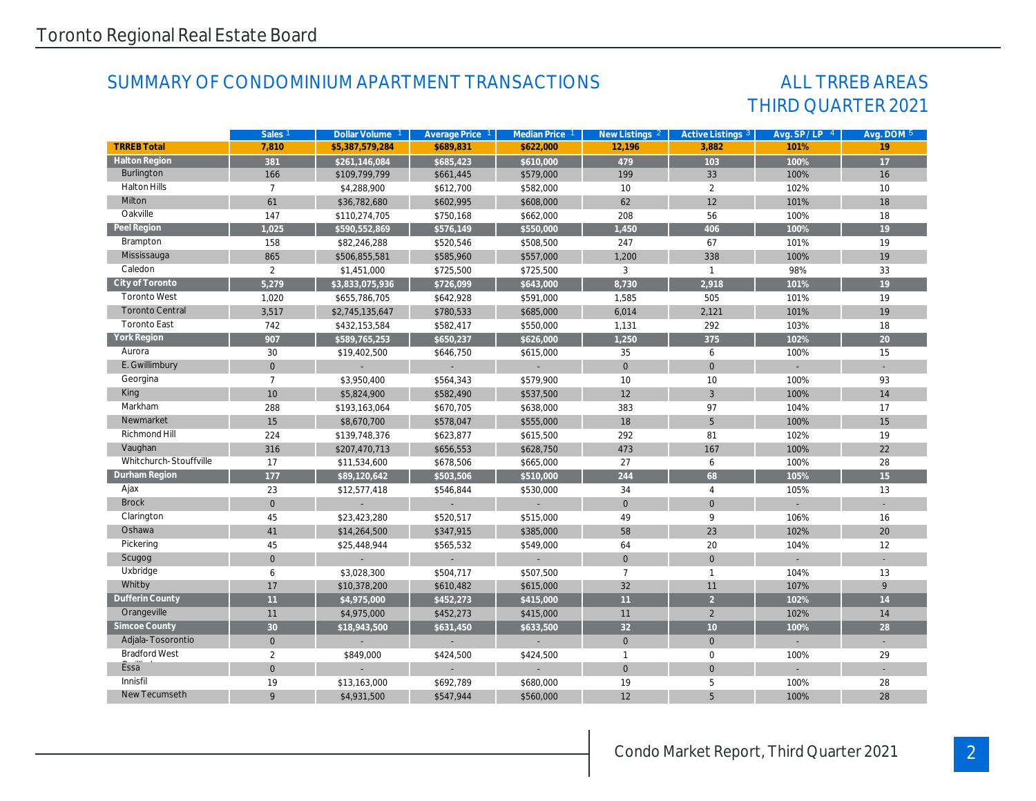Toronto Regional Real Estate Board

## SUMMARY OF CONDOMINIUM APARTMENT TRANSACTIONS

## ALL TRREB AREAS THIRD QUARTER 2021

| | Sales [1] | Dollar Volume [1] | Average Price [1] | Median Price [1] | New Listings [2] | Active Listings [3] | Avg. SP / LP [4] | Avg. DOM [5] |
|---|---|---|---|---|---|---|---|---|
| **TRREB Total** | **7,810** | **$5,387,579,284** | **$689,831** | **$622,000** | **12,196** | **3,882** | **101%** | **19** |
| **Halton Region** | **381** | **$261,146,084** | **$685,423** | **$610,000** | **479** | **103** | **100%** | **17** |
| Burlington | 166 | $109,799,799 | $661,445 | $579,000 | 199 | 33 | 100% | 16 |
| Halton Hills | 7 | $4,288,900 | $612,700 | $582,000 | 10 | 2 | 102% | 10 |
| Milton | 61 | $36,782,680 | $602,995 | $608,000 | 62 | 12 | 101% | 18 |
| Oakville | 147 | $110,274,705 | $750,168 | $662,000 | 208 | 56 | 100% | 18 |
| **Peel Region** | **1,025** | **$590,552,869** | **$576,149** | **$550,000** | **1,450** | **406** | **100%** | **19** |
| Brampton | 158 | $82,246,288 | $520,546 | $508,500 | 247 | 67 | 101% | 19 |
| Mississauga | 865 | $506,855,581 | $585,960 | $557,000 | 1,200 | 338 | 100% | 19 |
| Caledon | 2 | $1,451,000 | $725,500 | $725,500 | 3 | 1 | 98% | 33 |
| **City of Toronto** | **5,279** | **$3,833,075,936** | **$726,099** | **$643,000** | **8,730** | **2,918** | **101%** | **19** |
| Toronto West | 1,020 | $655,786,705 | $642,928 | $591,000 | 1,585 | 505 | 101% | 19 |
| Toronto Central | 3,517 | $2,745,135,647 | $780,533 | $685,000 | 6,014 | 2,121 | 101% | 19 |
| Toronto East | 742 | $432,153,584 | $582,417 | $550,000 | 1,131 | 292 | 103% | 18 |
| **York Region** | **907** | **$589,765,253** | **$650,237** | **$626,000** | **1,250** | **375** | **102%** | **20** |
| Aurora | 30 | $19,402,500 | $646,750 | $615,000 | 35 | 6 | 100% | 15 |
| E. Gwillimbury | 0 | - | - | - | 0 | 0 | - | - |
| Georgina | 7 | $3,950,400 | $564,343 | $579,900 | 10 | 10 | 100% | 93 |
| King | 10 | $5,824,900 | $582,490 | $537,500 | 12 | 3 | 100% | 14 |
| Markham | 288 | $193,163,064 | $670,705 | $638,000 | 383 | 97 | 104% | 17 |
| Newmarket | 15 | $8,670,700 | $578,047 | $555,000 | 18 | 5 | 100% | 15 |
| Richmond Hill | 224 | $139,748,376 | $623,877 | $615,500 | 292 | 81 | 102% | 19 |
| Vaughan | 316 | $207,470,713 | $656,553 | $628,750 | 473 | 167 | 100% | 22 |
| Whitchurch-Stouffville | 17 | $11,534,600 | $678,506 | $665,000 | 27 | 6 | 100% | 28 |
| **Durham Region** | **177** | **$89,120,642** | **$503,506** | **$510,000** | **244** | **68** | **105%** | **15** |
| Ajax | 23 | $12,577,418 | $546,844 | $530,000 | 34 | 4 | 105% | 13 |
| Brock | 0 | - | - | - | 0 | 0 | - | - |
| Clarington | 45 | $23,423,280 | $520,517 | $515,000 | 49 | 9 | 106% | 16 |
| Oshawa | 41 | $14,264,500 | $347,915 | $385,000 | 58 | 23 | 102% | 20 |
| Pickering | 45 | $25,448,944 | $565,532 | $549,000 | 64 | 20 | 104% | 12 |
| Scugog | 0 | - | - | - | 0 | 0 | - | - |
| Uxbridge | 6 | $3,028,300 | $504,717 | $507,500 | 7 | 1 | 104% | 13 |
| Whitby | 17 | $10,378,200 | $610,482 | $615,000 | 32 | 11 | 107% | 9 |
| **Dufferin County** | **11** | **$4,975,000** | **$452,273** | **$415,000** | **11** | **2** | **102%** | **14** |
| Orangeville | 11 | $4,975,000 | $452,273 | $415,000 | 11 | 2 | 102% | 14 |
| **Simcoe County** | **30** | **$18,943,500** | **$631,450** | **$633,500** | **32** | **10** | **100%** | **28** |
| Adjala-Tosorontio | 0 | - | - | - | 0 | 0 | - | - |
| Bradford West Gwillimbury | 2 | $849,000 | $424,500 | $424,500 | 1 | 0 | 100% | 29 |
| Essa | 0 | - | - | - | 0 | 0 | - | - |
| Innisfil | 19 | $13,163,000 | $692,789 | $680,000 | 19 | 5 | 100% | 28 |
| New Tecumseth | 9 | $4,931,500 | $547,944 | $560,000 | 12 | 5 | 100% | 28 |

Condo Market Report, Third Quarter 2021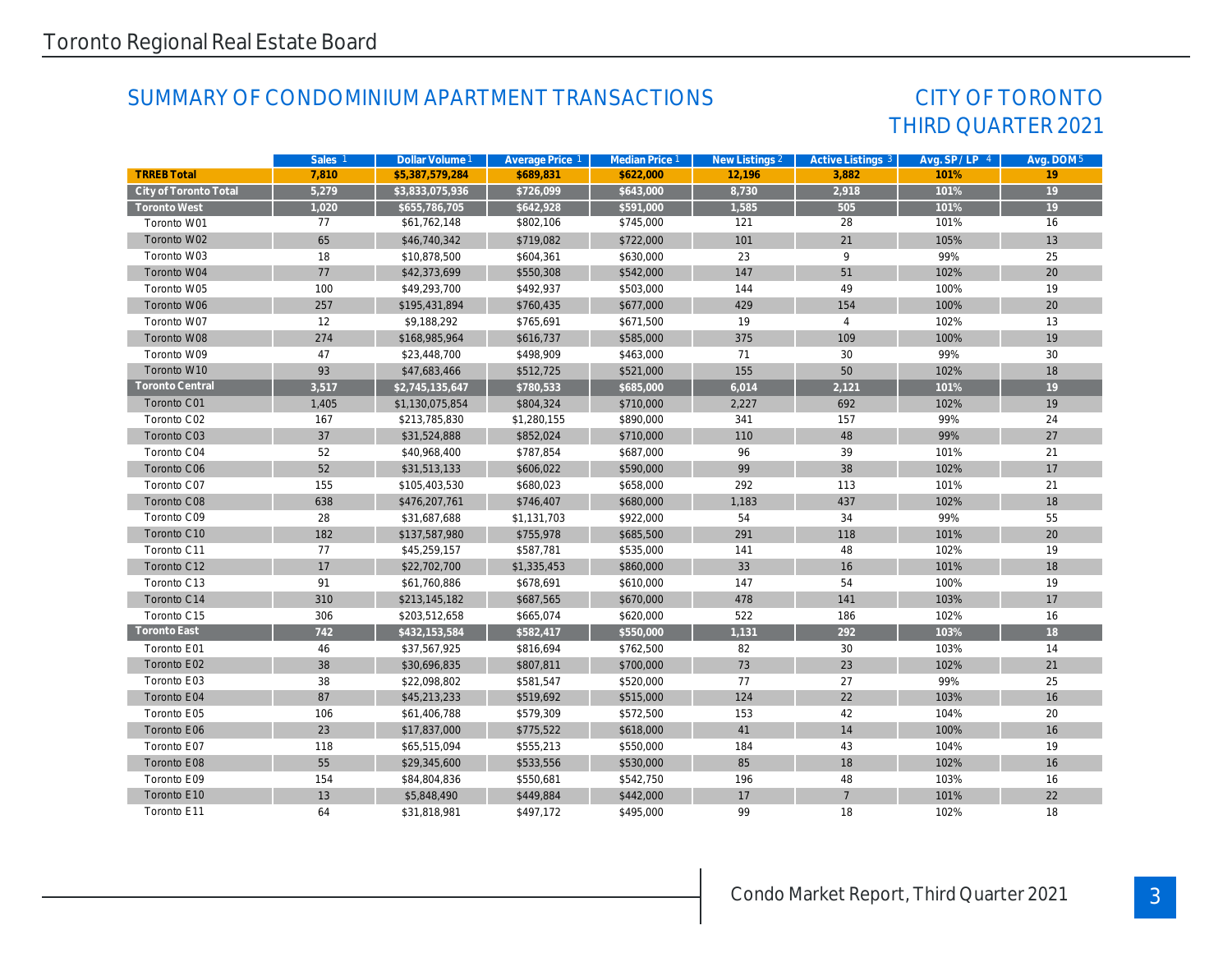## SUMMARY OF CONDOMINIUM APARTMENT TRANSACTIONS

## CITY OF TORONTO THIRD QUARTER 2021

| | Sales [1] | Dollar Volume [1] | Average Price [1] | Median Price [1] | New Listings [2] | Active Listings [3] | Avg. SP / LP [4] | Avg. DOM [5] |
|---|---|---|---|---|---|---|---|---|
| **TRREB Total** | **7,810** | **$5,387,579,284** | **$689,831** | **$622,000** | **12,196** | **3,882** | **101%** | **19** |
| **City of Toronto Total** | **5,279** | **$3,833,075,936** | **$726,099** | **$643,000** | **8,730** | **2,918** | **101%** | **19** |
| **Toronto West** | **1,020** | **$655,786,705** | **$642,928** | **$591,000** | **1,585** | **505** | **101%** | **19** |
| Toronto W01 | 77 | $61,762,148 | $802,106 | $745,000 | 121 | 28 | 101% | 16 |
| Toronto W02 | 65 | $46,740,342 | $719,082 | $722,000 | 101 | 21 | 105% | 13 |
| Toronto W03 | 18 | $10,878,500 | $604,361 | $630,000 | 23 | 9 | 99% | 25 |
| Toronto W04 | 77 | $42,373,699 | $550,308 | $542,000 | 147 | 51 | 102% | 20 |
| Toronto W05 | 100 | $49,293,700 | $492,937 | $503,000 | 144 | 49 | 100% | 19 |
| Toronto W06 | 257 | $195,431,894 | $760,435 | $677,000 | 429 | 154 | 100% | 20 |
| Toronto W07 | 12 | $9,188,292 | $765,691 | $671,500 | 19 | 4 | 102% | 13 |
| Toronto W08 | 274 | $168,985,964 | $616,737 | $585,000 | 375 | 109 | 100% | 19 |
| Toronto W09 | 47 | $23,448,700 | $498,909 | $463,000 | 71 | 30 | 99% | 30 |
| Toronto W10 | 93 | $47,683,466 | $512,725 | $521,000 | 155 | 50 | 102% | 18 |
| **Toronto Central** | **3,517** | **$2,745,135,647** | **$780,533** | **$685,000** | **6,014** | **2,121** | **101%** | **19** |
| Toronto C01 | 1,405 | $1,130,075,854 | $804,324 | $710,000 | 2,227 | 692 | 102% | 19 |
| Toronto C02 | 167 | $213,785,830 | $1,280,155 | $890,000 | 341 | 157 | 99% | 24 |
| Toronto C03 | 37 | $31,524,888 | $852,024 | $710,000 | 110 | 48 | 99% | 27 |
| Toronto C04 | 52 | $40,968,400 | $787,854 | $687,000 | 96 | 39 | 101% | 21 |
| Toronto C06 | 52 | $31,513,133 | $606,022 | $590,000 | 99 | 38 | 102% | 17 |
| Toronto C07 | 155 | $105,403,530 | $680,023 | $658,000 | 292 | 113 | 101% | 21 |
| Toronto C08 | 638 | $476,207,761 | $746,407 | $680,000 | 1,183 | 437 | 102% | 18 |
| Toronto C09 | 28 | $31,687,688 | $1,131,703 | $922,000 | 54 | 34 | 99% | 55 |
| Toronto C10 | 182 | $137,587,980 | $755,978 | $685,500 | 291 | 118 | 101% | 20 |
| Toronto C11 | 77 | $45,259,157 | $587,781 | $535,000 | 141 | 48 | 102% | 19 |
| Toronto C12 | 17 | $22,702,700 | $1,335,453 | $860,000 | 33 | 16 | 101% | 18 |
| Toronto C13 | 91 | $61,760,886 | $678,691 | $610,000 | 147 | 54 | 100% | 19 |
| Toronto C14 | 310 | $213,145,182 | $687,565 | $670,000 | 478 | 141 | 103% | 17 |
| Toronto C15 | 306 | $203,512,658 | $665,074 | $620,000 | 522 | 186 | 102% | 16 |
| **Toronto East** | **742** | **$432,153,584** | **$582,417** | **$550,000** | **1,131** | **292** | **103%** | **18** |
| Toronto E01 | 46 | $37,567,925 | $816,694 | $762,500 | 82 | 30 | 103% | 14 |
| Toronto E02 | 38 | $30,696,835 | $807,811 | $700,000 | 73 | 23 | 102% | 21 |
| Toronto E03 | 38 | $22,098,802 | $581,547 | $520,000 | 77 | 27 | 99% | 25 |
| Toronto E04 | 87 | $45,213,233 | $519,692 | $515,000 | 124 | 22 | 103% | 16 |
| Toronto E05 | 106 | $61,406,788 | $579,309 | $572,500 | 153 | 42 | 104% | 20 |
| Toronto E06 | 23 | $17,837,000 | $775,522 | $618,000 | 41 | 14 | 100% | 16 |
| Toronto E07 | 118 | $65,515,094 | $555,213 | $550,000 | 184 | 43 | 104% | 19 |
| Toronto E08 | 55 | $29,345,600 | $533,556 | $530,000 | 85 | 18 | 102% | 16 |
| Toronto E09 | 154 | $84,804,836 | $550,681 | $542,750 | 196 | 48 | 103% | 16 |
| Toronto E10 | 13 | $5,848,490 | $449,884 | $442,000 | 17 | 7 | 101% | 22 |
| Toronto E11 | 64 | $31,818,981 | $497,172 | $495,000 | 99 | 18 | 102% | 18 |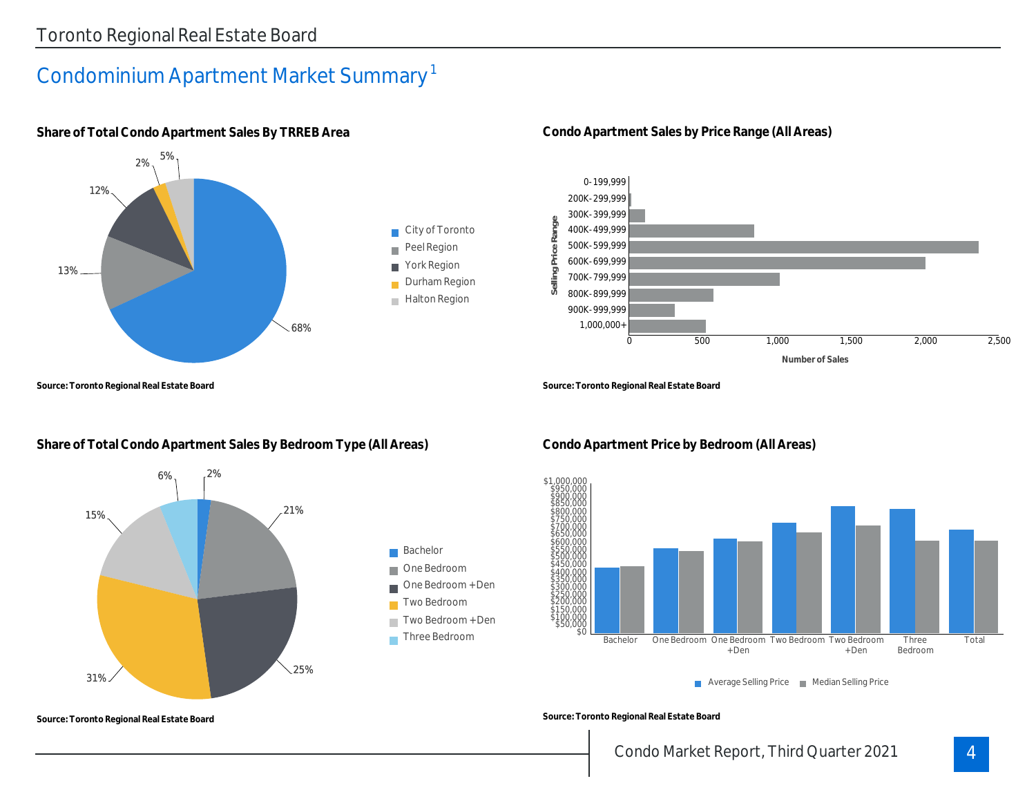# Condominium Apartment Market Summary[1]

### Share of Total Condo Apartment Sales By TRREB Area

- City of Toronto: 68%
- Peel Region: 13%
- York Region: 12%
- Durham Region: 2%
- Halton Region: 5%

**Source: Toronto Regional Real Estate Board**

### Condo Apartment Sales by Price Range (All Areas)

Selling Price Range: 0-199,999; 200K-299,999; 300K-399,999; 400K-499,999; 500K-599,999; 600K-699,999; 700K-799,999; 800K-899,999; 900K-999,999; 1,000,000+

Number of Sales: 0; 500; 1,000; 1,500; 2,000; 2,500

**Source: Toronto Regional Real Estate Board**

### Share of Total Condo Apartment Sales By Bedroom Type (All Areas)

- Bachelor: 2%
- One Bedroom: 21%
- One Bedroom +Den: 25%
- Two Bedroom: 31%
- Two Bedroom +Den: 15%
- Three Bedroom: 6%

**Source: Toronto Regional Real Estate Board**

### Condo Apartment Price by Bedroom (All Areas)

Categories: Bachelor; One Bedroom; One Bedroom +Den; Two Bedroom; Two Bedroom +Den; Three Bedroom; Total

Average Selling Price; Median Selling Price

**Source: Toronto Regional Real Estate Board**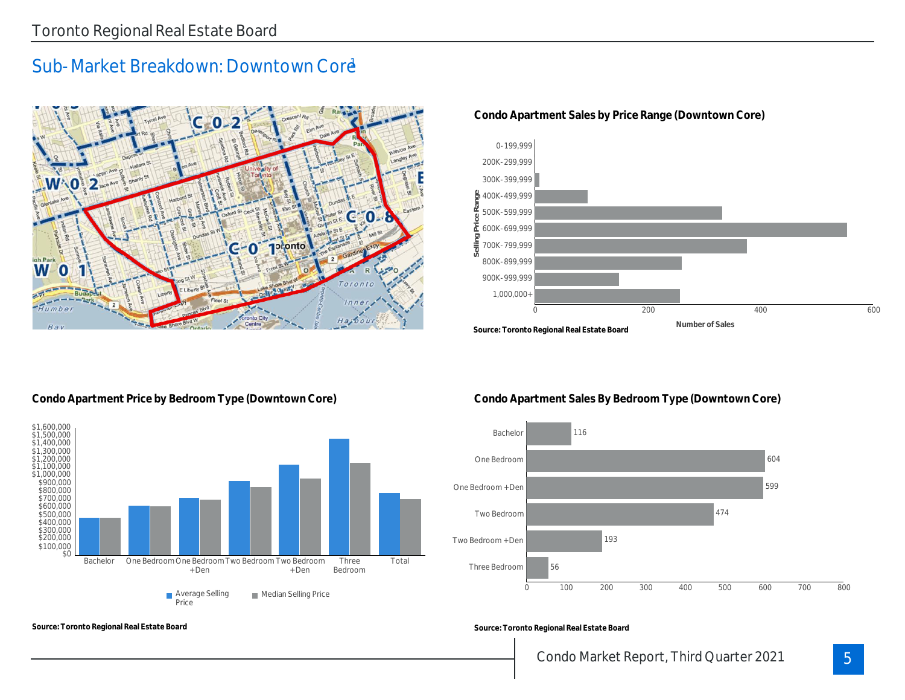## Sub-Market Breakdown: Downtown Core[1]

### Condo Apartment Sales by Price Range (Downtown Core)

Source: Toronto Regional Real Estate Board

### Condo Apartment Price by Bedroom Type (Downtown Core)

Source: Toronto Regional Real Estate Board

### Condo Apartment Sales By Bedroom Type (Downtown Core)

| Bedroom Type | Number of Sales |
|---|---|
| Bachelor | 116 |
| One Bedroom | 604 |
| One Bedroom +Den | 599 |
| Two Bedroom | 474 |
| Two Bedroom +Den | 193 |
| Three Bedroom | 56 |

Source: Toronto Regional Real Estate Board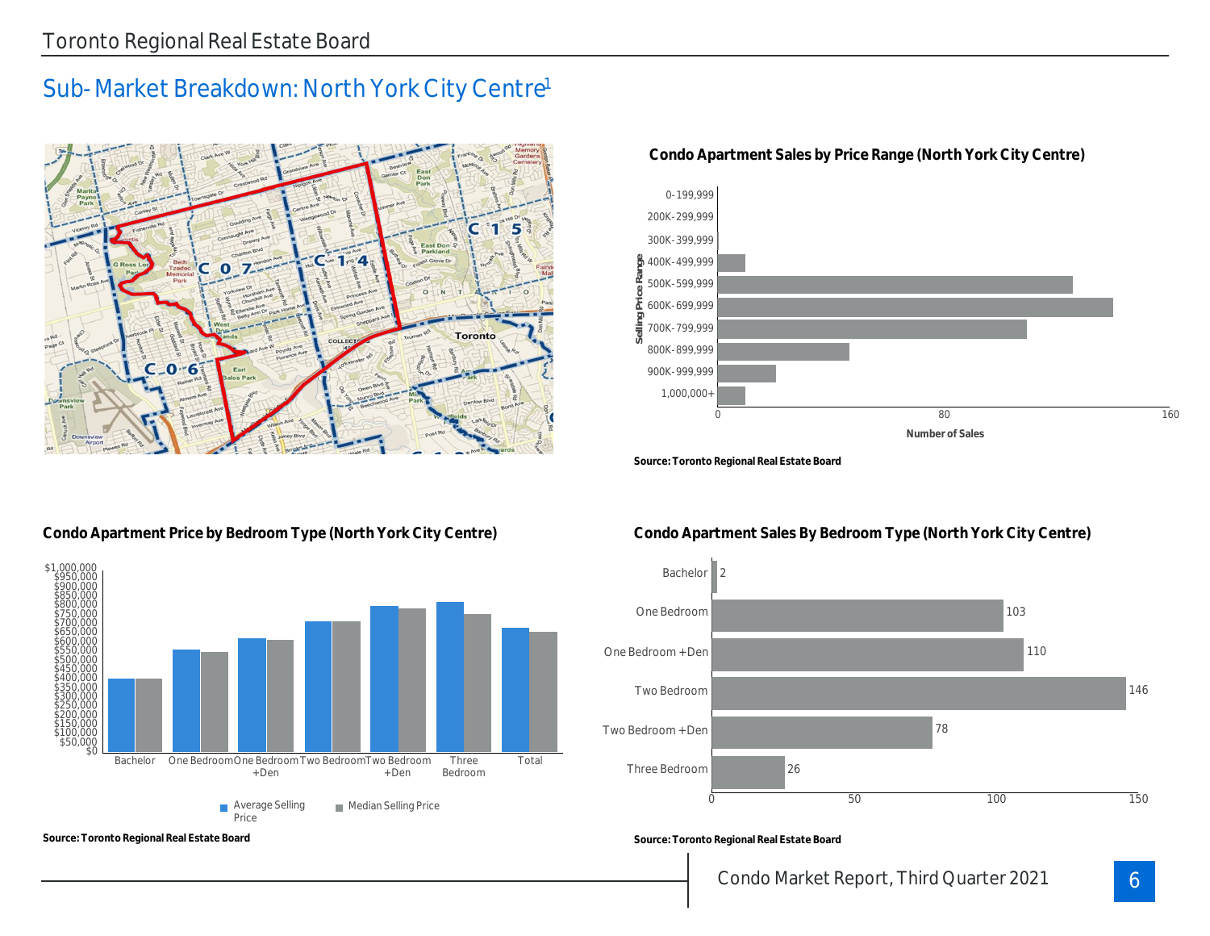## Sub-Market Breakdown: North York City Centre[1]

**Condo Apartment Sales by Price Range (North York City Centre)**

**Source: Toronto Regional Real Estate Board**

**Condo Apartment Price by Bedroom Type (North York City Centre)**

**Source: Toronto Regional Real Estate Board**

**Condo Apartment Sales By Bedroom Type (North York City Centre)**

| Bedroom Type | Number of Sales |
|---|---|
| Bachelor | 2 |
| One Bedroom | 103 |
| One Bedroom +Den | 110 |
| Two Bedroom | 146 |
| Two Bedroom +Den | 78 |
| Three Bedroom | 26 |

**Source: Toronto Regional Real Estate Board**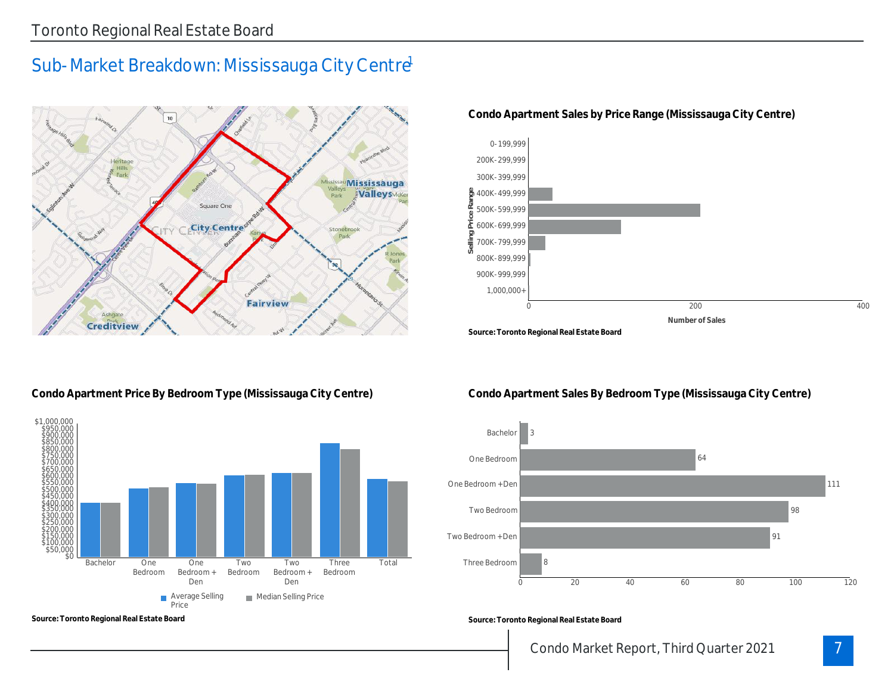## Sub-Market Breakdown: Mississauga City Centre[1]

### Condo Apartment Sales by Price Range (Mississauga City Centre)

Source: Toronto Regional Real Estate Board

### Condo Apartment Price By Bedroom Type (Mississauga City Centre)

Source: Toronto Regional Real Estate Board

### Condo Apartment Sales By Bedroom Type (Mississauga City Centre)

| Bedroom Type | Number of Sales |
|---|---|
| Bachelor | 3 |
| One Bedroom | 64 |
| One Bedroom + Den | 111 |
| Two Bedroom | 98 |
| Two Bedroom + Den | 91 |
| Three Bedroom | 8 |

Source: Toronto Regional Real Estate Board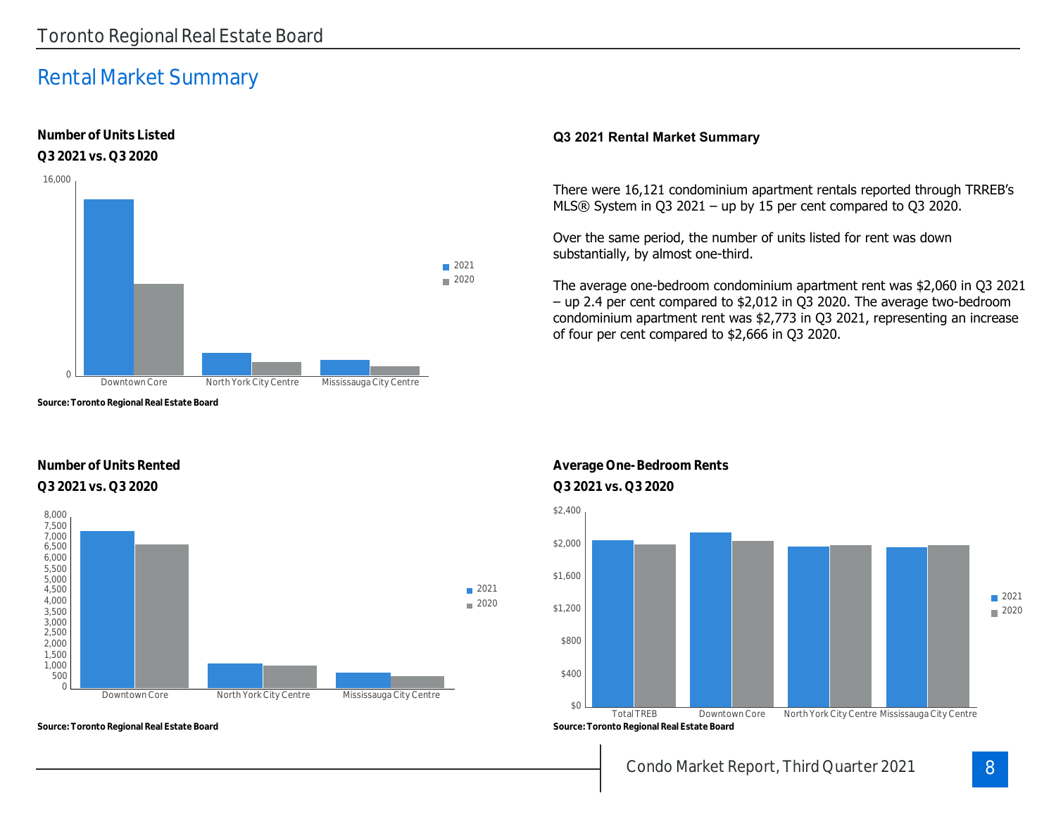## Rental Market Summary

**Number of Units Listed**
**Q3 2021 vs. Q3 2020**

16,000

0

Downtown Core | North York City Centre | Mississauga City Centre

2021
2020

**Source: Toronto Regional Real Estate Board**

### Q3 2021 Rental Market Summary

There were 16,121 condominium apartment rentals reported through TRREB's MLS® System in Q3 2021 – up by 15 per cent compared to Q3 2020.

Over the same period, the number of units listed for rent was down substantially, by almost one-third.

The average one-bedroom condominium apartment rent was $2,060 in Q3 2021 – up 2.4 per cent compared to $2,012 in Q3 2020. The average two-bedroom condominium apartment rent was $2,773 in Q3 2021, representing an increase of four per cent compared to $2,666 in Q3 2020.

**Number of Units Rented**
**Q3 2021 vs. Q3 2020**

8,000
7,500
7,000
6,500
6,000
5,500
5,000
4,500
4,000
3,500
3,000
2,500
2,000
1,500
1,000
500
0

Downtown Core | North York City Centre | Mississauga City Centre

2021
2020

**Source: Toronto Regional Real Estate Board**

**Average One-Bedroom Rents**
**Q3 2021 vs. Q3 2020**

$2,400
$2,000
$1,600
$1,200
$800
$400
$0

Total TREB | Downtown Core | North York City Centre | Mississauga City Centre

2021
2020

**Source: Toronto Regional Real Estate Board**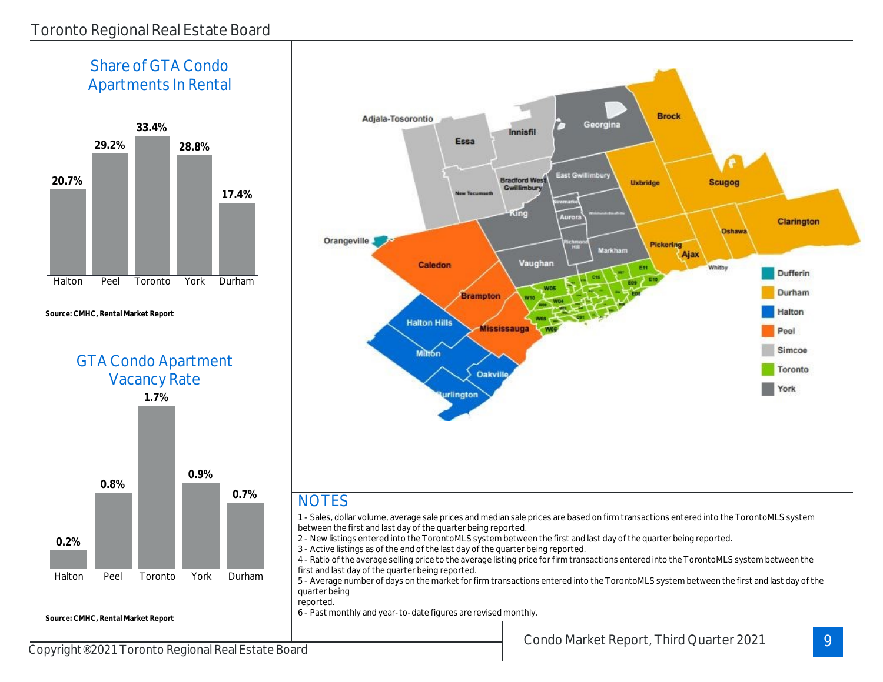## Share of GTA Condo Apartments In Rental

20.7%
29.2%
33.4%
28.8%
17.4%

Halton
Peel
Toronto
York
Durham

**Source: CMHC, Rental Market Report**

## GTA Condo Apartment Vacancy Rate

0.2%
0.8%
1.7%
0.9%
0.7%

Halton
Peel
Toronto
York
Durham

**Source: CMHC, Rental Market Report**

Adjala-Tosorontio
Essa
Innisfil
Georgina
Brock
New Tecumseth
Bradford West Gwillimbury
East Gwillimbury
Uxbridge
Scugog
King
Newmarket
Whitchurch-Stouffville
Aurora
Oshawa
Clarington
Orangeville
Richmond Hill
Markham
Pickering
Ajax
Caledon
Vaughan
Whitby
Brampton
Halton Hills
Mississauga
Milton
Oakville
Burlington

Dufferin
Durham
Halton
Peel
Simcoe
Toronto
York

## NOTES

1 - Sales, dollar volume, average sale prices and median sale prices are based on firm transactions entered into the TorontoMLS system between the first and last day of the quarter being reported.
2 - New listings entered into the TorontoMLS system between the first and last day of the quarter being reported.
3 - Active listings as of the end of the last day of the quarter being reported.
4 - Ratio of the average selling price to the average listing price for firm transactions entered into the TorontoMLS system between the first and last day of the quarter being reported.
5 - Average number of days on the market for firm transactions entered into the TorontoMLS system between the first and last day of the quarter being reported.
6 - Past monthly and year-to-date figures are revised monthly.

Copyright®2021 Toronto Regional Real Estate Board